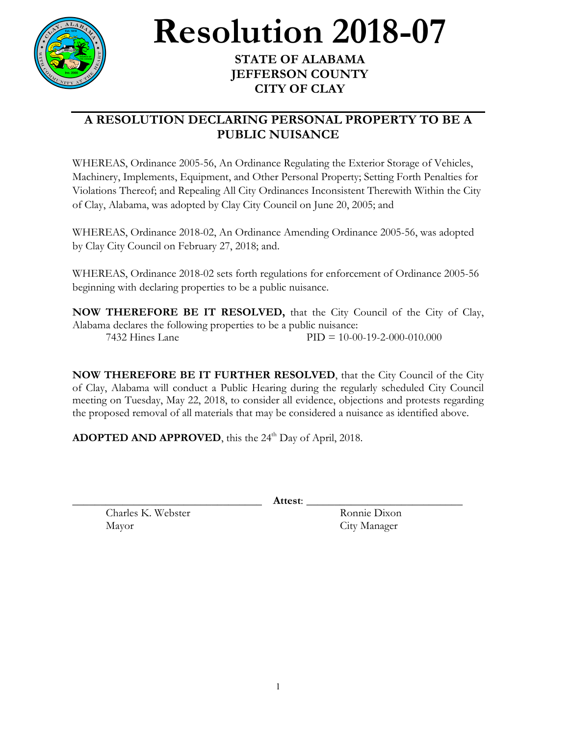# Resolution 2018-07

**STATE OF ALABAMA**
**JEFFERSON COUNTY**
**CITY OF CLAY**

## A RESOLUTION DECLARING PERSONAL PROPERTY TO BE A PUBLIC NUISANCE

WHEREAS, Ordinance 2005-56, An Ordinance Regulating the Exterior Storage of Vehicles, Machinery, Implements, Equipment, and Other Personal Property; Setting Forth Penalties for Violations Thereof; and Repealing All City Ordinances Inconsistent Therewith Within the City of Clay, Alabama, was adopted by Clay City Council on June 20, 2005; and

WHEREAS, Ordinance 2018-02, An Ordinance Amending Ordinance 2005-56, was adopted by Clay City Council on February 27, 2018; and.

WHEREAS, Ordinance 2018-02 sets forth regulations for enforcement of Ordinance 2005-56 beginning with declaring properties to be a public nuisance.

**NOW THEREFORE BE IT RESOLVED,** that the City Council of the City of Clay, Alabama declares the following properties to be a public nuisance:

7432 Hines Lane PID = 10-00-19-2-000-010.000

**NOW THEREFORE BE IT FURTHER RESOLVED**, that the City Council of the City of Clay, Alabama will conduct a Public Hearing during the regularly scheduled City Council meeting on Tuesday, May 22, 2018, to consider all evidence, objections and protests regarding the proposed removal of all materials that may be considered a nuisance as identified above.

**ADOPTED AND APPROVED**, this the 24th Day of April, 2018.

\_\_\_\_\_\_\_\_\_\_\_\_\_\_\_\_\_\_\_\_\_\_\_\_\_\_\_\_\_\_\_\_\_\_ **Attest**: \_\_\_\_\_\_\_\_\_\_\_\_\_\_\_\_\_\_\_\_\_\_\_\_\_\_\_\_

Charles K. Webster
Mayor

Ronnie Dixon
City Manager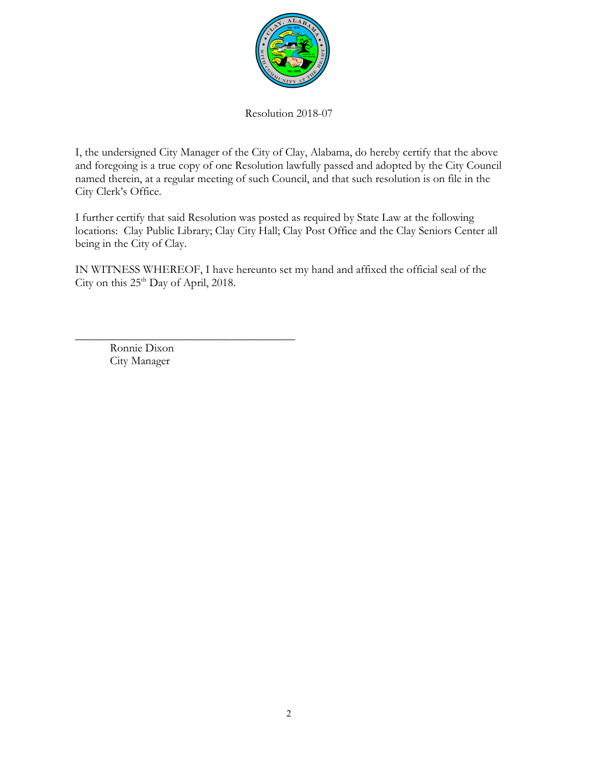Resolution 2018-07

I, the undersigned City Manager of the City of Clay, Alabama, do hereby certify that the above and foregoing is a true copy of one Resolution lawfully passed and adopted by the City Council named therein, at a regular meeting of such Council, and that such resolution is on file in the City Clerk's Office.

I further certify that said Resolution was posted as required by State Law at the following locations: Clay Public Library; Clay City Hall; Clay Post Office and the Clay Seniors Center all being in the City of Clay.

IN WITNESS WHEREOF, I have hereunto set my hand and affixed the official seal of the City on this 25th Day of April, 2018.

\_\_\_\_\_\_\_\_\_\_\_\_\_\_\_\_\_\_\_\_\_\_\_\_\_\_\_\_\_\_\_\_\_\_\_\_\_\_\_\_

Ronnie Dixon
City Manager